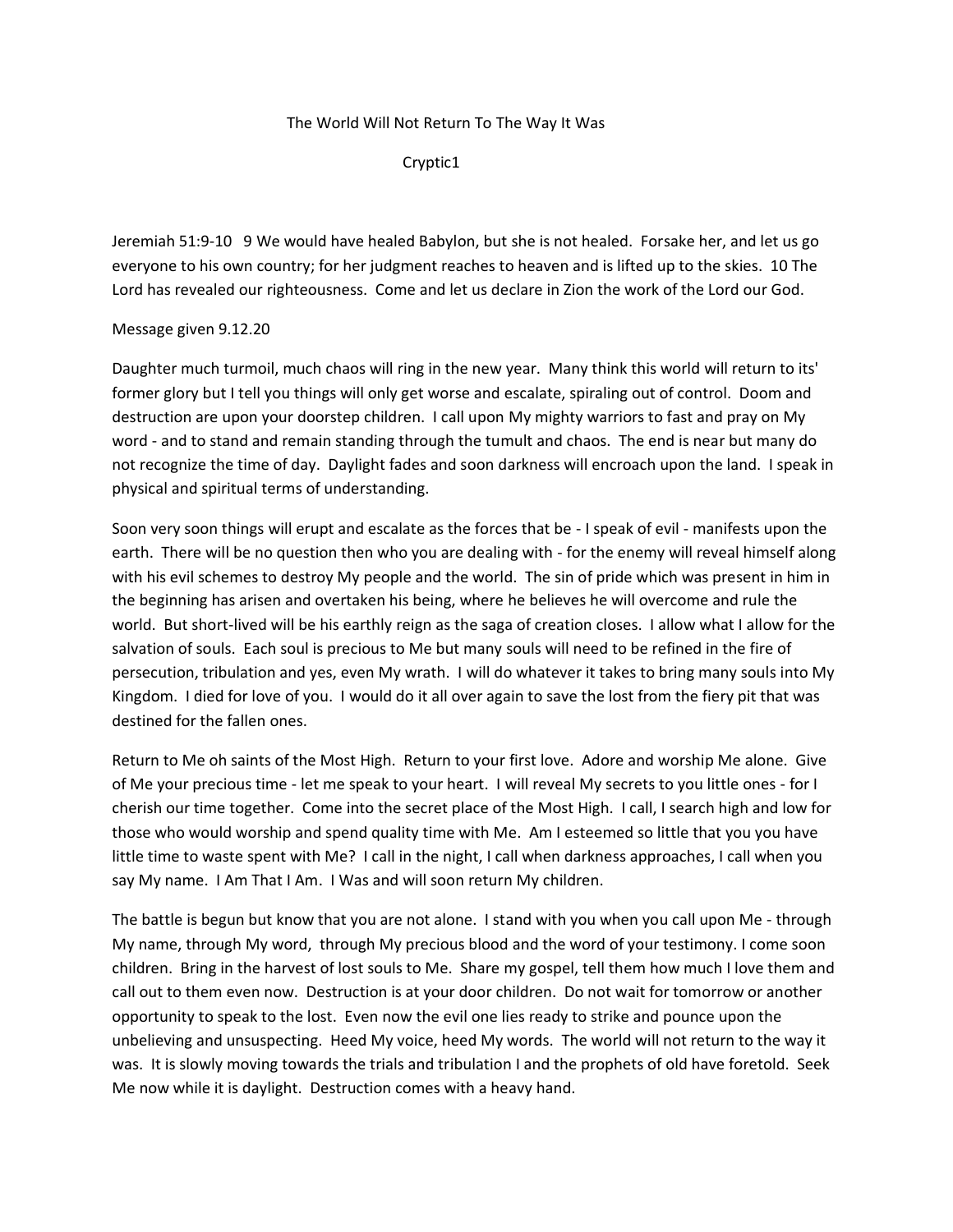# The World Will Not Return To The Way It Was

Cryptic1

Jeremiah 51:9-10 9 We would have healed Babylon, but she is not healed. Forsake her, and let us go everyone to his own country; for her judgment reaches to heaven and is lifted up to the skies. 10 The Lord has revealed our righteousness. Come and let us declare in Zion the work of the Lord our God.

Message given 9.12.20

Daughter much turmoil, much chaos will ring in the new year. Many think this world will return to its' former glory but I tell you things will only get worse and escalate, spiraling out of control. Doom and destruction are upon your doorstep children. I call upon My mighty warriors to fast and pray on My word - and to stand and remain standing through the tumult and chaos. The end is near but many do not recognize the time of day. Daylight fades and soon darkness will encroach upon the land. I speak in physical and spiritual terms of understanding.

Soon very soon things will erupt and escalate as the forces that be - I speak of evil - manifests upon the earth. There will be no question then who you are dealing with - for the enemy will reveal himself along with his evil schemes to destroy My people and the world. The sin of pride which was present in him in the beginning has arisen and overtaken his being, where he believes he will overcome and rule the world. But short-lived will be his earthly reign as the saga of creation closes. I allow what I allow for the salvation of souls. Each soul is precious to Me but many souls will need to be refined in the fire of persecution, tribulation and yes, even My wrath. I will do whatever it takes to bring many souls into My Kingdom. I died for love of you. I would do it all over again to save the lost from the fiery pit that was destined for the fallen ones.

Return to Me oh saints of the Most High. Return to your first love. Adore and worship Me alone. Give of Me your precious time - let me speak to your heart. I will reveal My secrets to you little ones - for I cherish our time together. Come into the secret place of the Most High. I call, I search high and low for those who would worship and spend quality time with Me. Am I esteemed so little that you you have little time to waste spent with Me? I call in the night, I call when darkness approaches, I call when you say My name. I Am That I Am. I Was and will soon return My children.

The battle is begun but know that you are not alone. I stand with you when you call upon Me - through My name, through My word, through My precious blood and the word of your testimony. I come soon children. Bring in the harvest of lost souls to Me. Share my gospel, tell them how much I love them and call out to them even now. Destruction is at your door children. Do not wait for tomorrow or another opportunity to speak to the lost. Even now the evil one lies ready to strike and pounce upon the unbelieving and unsuspecting. Heed My voice, heed My words. The world will not return to the way it was. It is slowly moving towards the trials and tribulation I and the prophets of old have foretold. Seek Me now while it is daylight. Destruction comes with a heavy hand.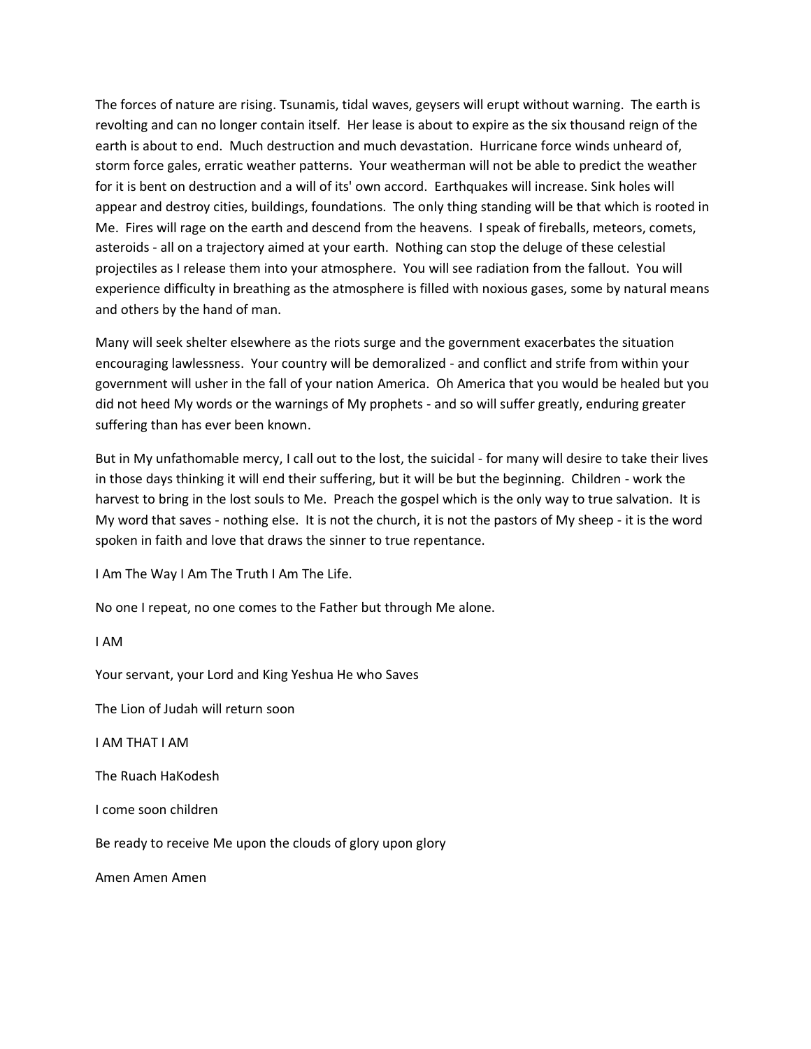The forces of nature are rising. Tsunamis, tidal waves, geysers will erupt without warning. The earth is revolting and can no longer contain itself. Her lease is about to expire as the six thousand reign of the earth is about to end. Much destruction and much devastation. Hurricane force winds unheard of, storm force gales, erratic weather patterns. Your weatherman will not be able to predict the weather for it is bent on destruction and a will of its' own accord. Earthquakes will increase. Sink holes will appear and destroy cities, buildings, foundations. The only thing standing will be that which is rooted in Me. Fires will rage on the earth and descend from the heavens. I speak of fireballs, meteors, comets, asteroids - all on a trajectory aimed at your earth. Nothing can stop the deluge of these celestial projectiles as I release them into your atmosphere. You will see radiation from the fallout. You will experience difficulty in breathing as the atmosphere is filled with noxious gases, some by natural means and others by the hand of man.

Many will seek shelter elsewhere as the riots surge and the government exacerbates the situation encouraging lawlessness. Your country will be demoralized - and conflict and strife from within your government will usher in the fall of your nation America. Oh America that you would be healed but you did not heed My words or the warnings of My prophets - and so will suffer greatly, enduring greater suffering than has ever been known.

But in My unfathomable mercy, I call out to the lost, the suicidal - for many will desire to take their lives in those days thinking it will end their suffering, but it will be but the beginning. Children - work the harvest to bring in the lost souls to Me. Preach the gospel which is the only way to true salvation. It is My word that saves - nothing else. It is not the church, it is not the pastors of My sheep - it is the word spoken in faith and love that draws the sinner to true repentance.

I Am The Way I Am The Truth I Am The Life.

No one I repeat, no one comes to the Father but through Me alone.

I AM

Your servant, your Lord and King Yeshua He who Saves

The Lion of Judah will return soon

I AM THAT I AM

The Ruach HaKodesh

I come soon children

Be ready to receive Me upon the clouds of glory upon glory

Amen Amen Amen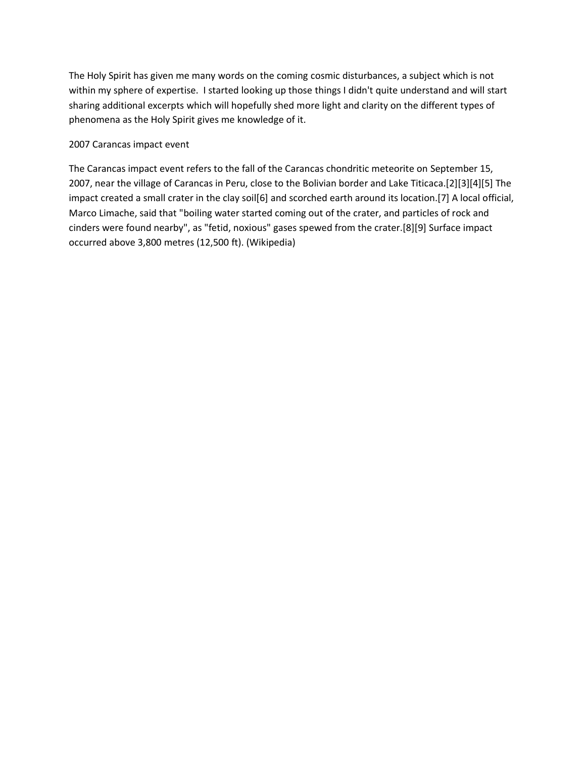The Holy Spirit has given me many words on the coming cosmic disturbances, a subject which is not within my sphere of expertise. I started looking up those things I didn't quite understand and will start sharing additional excerpts which will hopefully shed more light and clarity on the different types of phenomena as the Holy Spirit gives me knowledge of it.

2007 Carancas impact event

The Carancas impact event refers to the fall of the Carancas chondritic meteorite on September 15, 2007, near the village of Carancas in Peru, close to the Bolivian border and Lake Titicaca.[2][3][4][5] The impact created a small crater in the clay soil[6] and scorched earth around its location.[7] A local official, Marco Limache, said that "boiling water started coming out of the crater, and particles of rock and cinders were found nearby", as "fetid, noxious" gases spewed from the crater.[8][9] Surface impact occurred above 3,800 metres (12,500 ft). (Wikipedia)